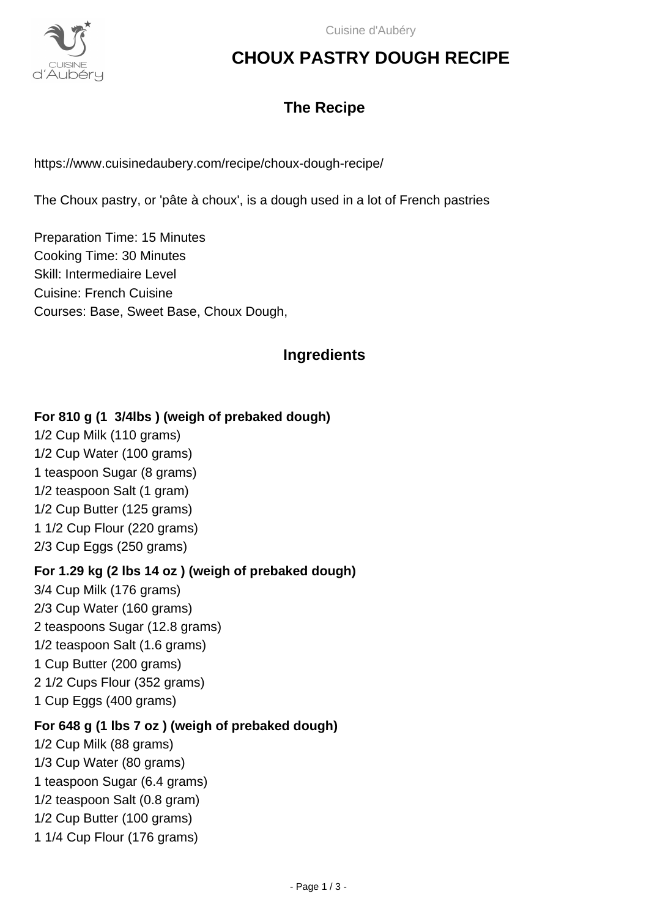# CHOUX PASTRY DOUGH RECIPE

## The Recipe

https://www.cuisinedaubery.com/recipe/choux-dough-recipe/

The Choux pastry, or 'pâte à choux', is a dough used in a lot of French pastries

Preparation Time: 15 Minutes
Cooking Time: 30 Minutes
Skill: Intermediaire Level
Cuisine: French Cuisine
Courses: Base, Sweet Base, Choux Dough,

## Ingredients

**For 810 g (1  3/4lbs ) (weigh of prebaked dough)**

1/2 Cup Milk (110 grams)
1/2 Cup Water (100 grams)
1 teaspoon Sugar (8 grams)
1/2 teaspoon Salt (1 gram)
1/2 Cup Butter (125 grams)
1 1/2 Cup Flour (220 grams)
2/3 Cup Eggs (250 grams)

**For 1.29 kg (2 lbs 14 oz ) (weigh of prebaked dough)**

3/4 Cup Milk (176 grams)
2/3 Cup Water (160 grams)
2 teaspoons Sugar (12.8 grams)
1/2 teaspoon Salt (1.6 grams)
1 Cup Butter (200 grams)
2 1/2 Cups Flour (352 grams)
1 Cup Eggs (400 grams)

**For 648 g (1 lbs 7 oz ) (weigh of prebaked dough)**

1/2 Cup Milk (88 grams)
1/3 Cup Water (80 grams)
1 teaspoon Sugar (6.4 grams)
1/2 teaspoon Salt (0.8 gram)
1/2 Cup Butter (100 grams)
1 1/4 Cup Flour (176 grams)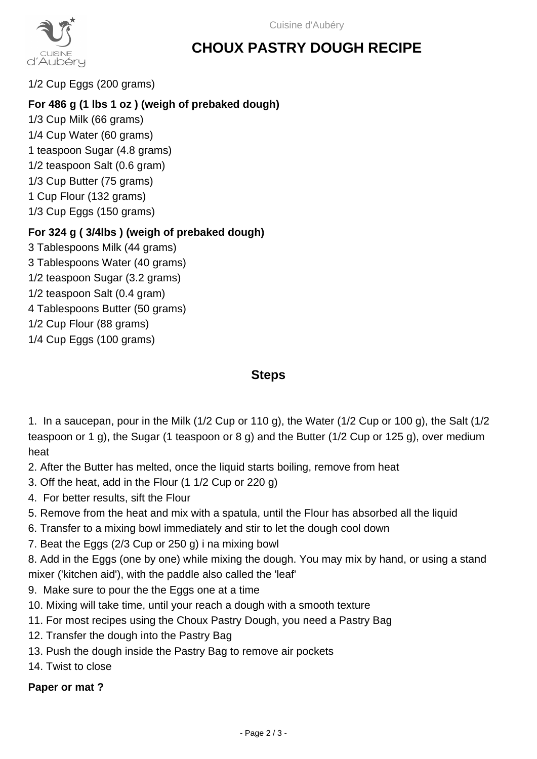1/2 Cup Eggs (200 grams)

**For 486 g (1 lbs 1 oz ) (weigh of prebaked dough)**

1/3 Cup Milk (66 grams)
1/4 Cup Water (60 grams)
1 teaspoon Sugar (4.8 grams)
1/2 teaspoon Salt (0.6 gram)
1/3 Cup Butter (75 grams)
1 Cup Flour (132 grams)
1/3 Cup Eggs (150 grams)

**For 324 g ( 3/4lbs ) (weigh of prebaked dough)**

3 Tablespoons Milk (44 grams)
3 Tablespoons Water (40 grams)
1/2 teaspoon Sugar (3.2 grams)
1/2 teaspoon Salt (0.4 gram)
4 Tablespoons Butter (50 grams)
1/2 Cup Flour (88 grams)
1/4 Cup Eggs (100 grams)

## Steps

1. In a saucepan, pour in the Milk (1/2 Cup or 110 g), the Water (1/2 Cup or 100 g), the Salt (1/2 teaspoon or 1 g), the Sugar (1 teaspoon or 8 g) and the Butter (1/2 Cup or 125 g), over medium heat
2. After the Butter has melted, once the liquid starts boiling, remove from heat
3. Off the heat, add in the Flour (1 1/2 Cup or 220 g)
4. For better results, sift the Flour
5. Remove from the heat and mix with a spatula, until the Flour has absorbed all the liquid
6. Transfer to a mixing bowl immediately and stir to let the dough cool down
7. Beat the Eggs (2/3 Cup or 250 g) i na mixing bowl
8. Add in the Eggs (one by one) while mixing the dough. You may mix by hand, or using a stand mixer ('kitchen aid'), with the paddle also called the 'leaf'
9. Make sure to pour the the Eggs one at a time
10. Mixing will take time, until your reach a dough with a smooth texture
11. For most recipes using the Choux Pastry Dough, you need a Pastry Bag
12. Transfer the dough into the Pastry Bag
13. Push the dough inside the Pastry Bag to remove air pockets
14. Twist to close

**Paper or mat ?**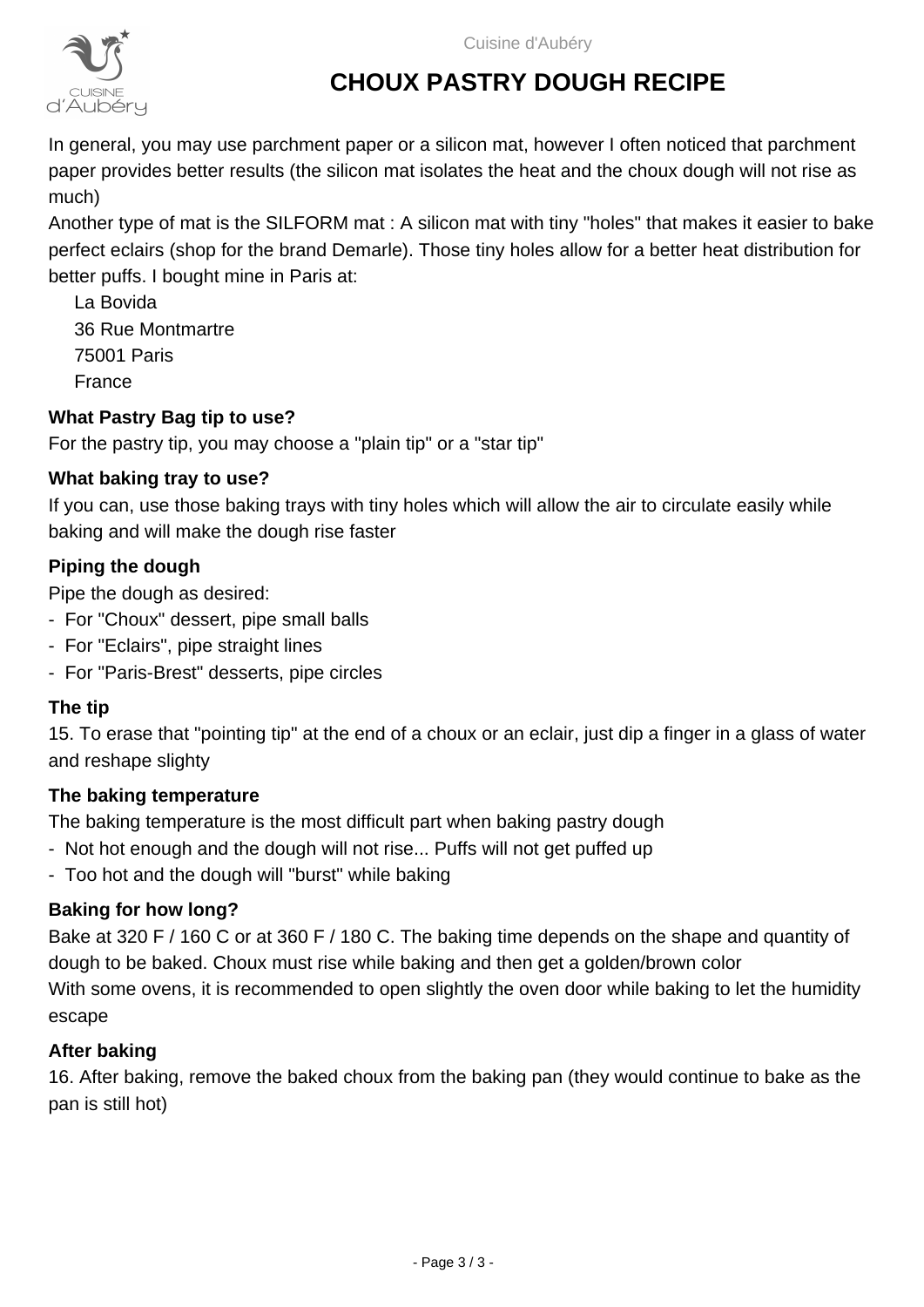# CHOUX PASTRY DOUGH RECIPE

In general, you may use parchment paper or a silicon mat, however I often noticed that parchment paper provides better results (the silicon mat isolates the heat and the choux dough will not rise as much)

Another type of mat is the SILFORM mat : A silicon mat with tiny "holes" that makes it easier to bake perfect eclairs (shop for the brand Demarle). Those tiny holes allow for a better heat distribution for better puffs. I bought mine in Paris at:

La Bovida
36 Rue Montmartre
75001 Paris
France

**What Pastry Bag tip to use?**

For the pastry tip, you may choose a "plain tip" or a "star tip"

**What baking tray to use?**

If you can, use those baking trays with tiny holes which will allow the air to circulate easily while baking and will make the dough rise faster

**Piping the dough**

Pipe the dough as desired:

- For "Choux" dessert, pipe small balls
- For "Eclairs", pipe straight lines
- For "Paris-Brest" desserts, pipe circles

**The tip**

15. To erase that "pointing tip" at the end of a choux or an eclair, just dip a finger in a glass of water and reshape slighty

**The baking temperature**

The baking temperature is the most difficult part when baking pastry dough

- Not hot enough and the dough will not rise... Puffs will not get puffed up
- Too hot and the dough will "burst" while baking

**Baking for how long?**

Bake at 320 F / 160 C or at 360 F / 180 C. The baking time depends on the shape and quantity of dough to be baked. Choux must rise while baking and then get a golden/brown color

With some ovens, it is recommended to open slightly the oven door while baking to let the humidity escape

**After baking**

16. After baking, remove the baked choux from the baking pan (they would continue to bake as the pan is still hot)